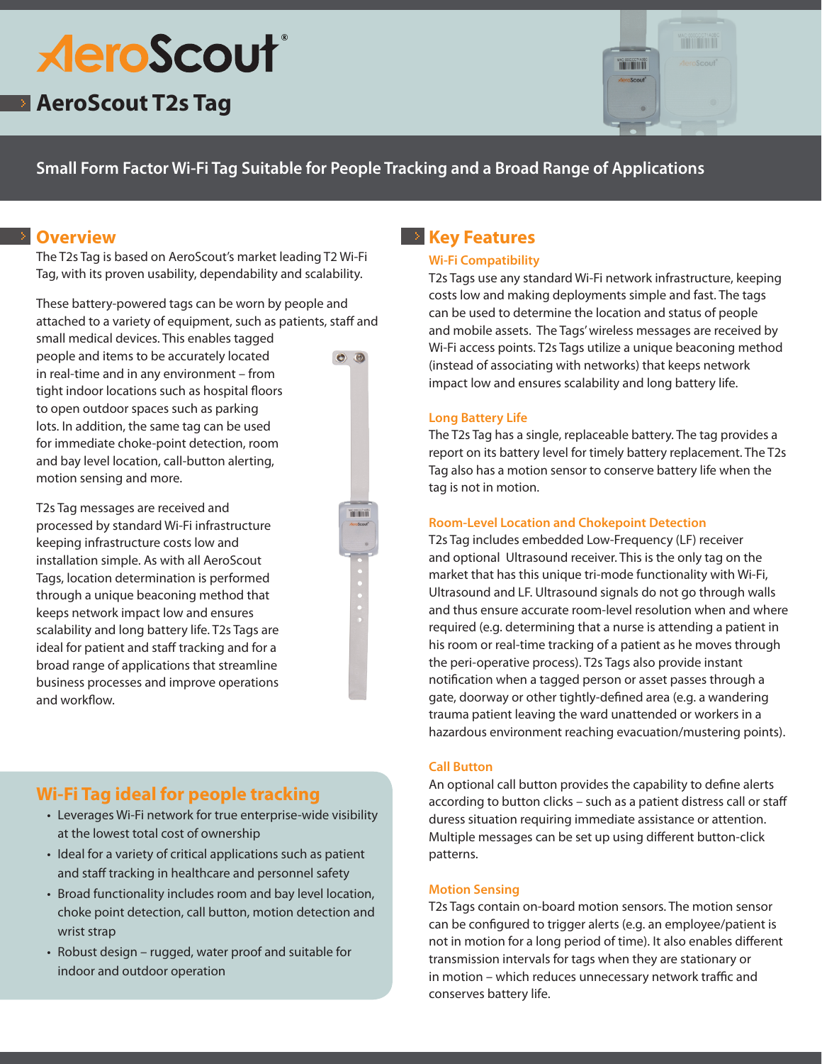# AeroScout®

## AeroScout T2s Tag

**Small Form Factor Wi-Fi Tag Suitable for People Tracking and a Broad Range of Applications**

## Overview

The T2s Tag is based on AeroScout's market leading T2 Wi-Fi Tag, with its proven usability, dependability and scalability.

These battery-powered tags can be worn by people and attached to a variety of equipment, such as patients, staff and small medical devices. This enables tagged people and items to be accurately located in real-time and in any environment – from tight indoor locations such as hospital floors to open outdoor spaces such as parking lots. In addition, the same tag can be used for immediate choke-point detection, room and bay level location, call-button alerting, motion sensing and more.

T2s Tag messages are received and processed by standard Wi-Fi infrastructure keeping infrastructure costs low and installation simple. As with all AeroScout Tags, location determination is performed through a unique beaconing method that keeps network impact low and ensures scalability and long battery life. T2s Tags are ideal for patient and staff tracking and for a broad range of applications that streamline business processes and improve operations and workflow.

## Wi-Fi Tag ideal for people tracking

- Leverages Wi-Fi network for true enterprise-wide visibility at the lowest total cost of ownership
- Ideal for a variety of critical applications such as patient and staff tracking in healthcare and personnel safety
- Broad functionality includes room and bay level location, choke point detection, call button, motion detection and wrist strap
- Robust design – rugged, water proof and suitable for indoor and outdoor operation

## Key Features

### Wi-Fi Compatibility

T2s Tags use any standard Wi-Fi network infrastructure, keeping costs low and making deployments simple and fast. The tags can be used to determine the location and status of people and mobile assets. The Tags' wireless messages are received by Wi-Fi access points. T2s Tags utilize a unique beaconing method (instead of associating with networks) that keeps network impact low and ensures scalability and long battery life.

### Long Battery Life

The T2s Tag has a single, replaceable battery. The tag provides a report on its battery level for timely battery replacement. The T2s Tag also has a motion sensor to conserve battery life when the tag is not in motion.

### Room-Level Location and Chokepoint Detection

T2s Tag includes embedded Low-Frequency (LF) receiver and optional Ultrasound receiver. This is the only tag on the market that has this unique tri-mode functionality with Wi-Fi, Ultrasound and LF. Ultrasound signals do not go through walls and thus ensure accurate room-level resolution when and where required (e.g. determining that a nurse is attending a patient in his room or real-time tracking of a patient as he moves through the peri-operative process). T2s Tags also provide instant notification when a tagged person or asset passes through a gate, doorway or other tightly-defined area (e.g. a wandering trauma patient leaving the ward unattended or workers in a hazardous environment reaching evacuation/mustering points).

### Call Button

An optional call button provides the capability to define alerts according to button clicks – such as a patient distress call or staff duress situation requiring immediate assistance or attention. Multiple messages can be set up using different button-click patterns.

### Motion Sensing

T2s Tags contain on-board motion sensors. The motion sensor can be configured to trigger alerts (e.g. an employee/patient is not in motion for a long period of time). It also enables different transmission intervals for tags when they are stationary or in motion – which reduces unnecessary network traffic and conserves battery life.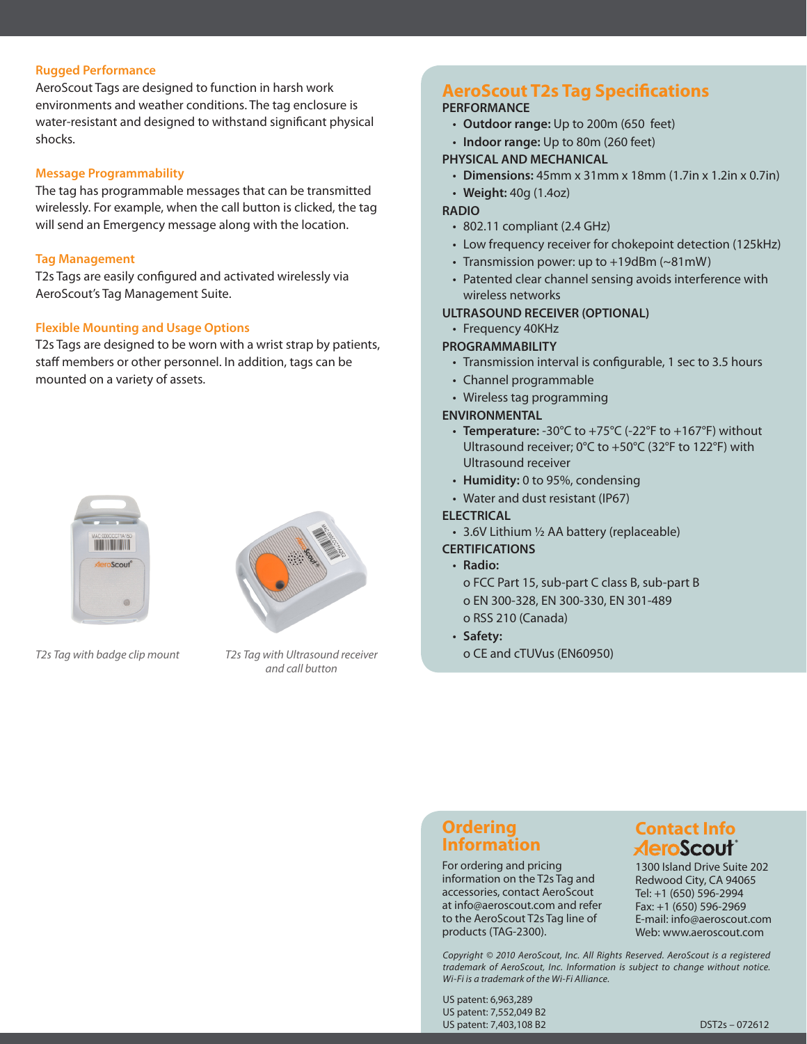### Rugged Performance

AeroScout Tags are designed to function in harsh work environments and weather conditions. The tag enclosure is water-resistant and designed to withstand significant physical shocks.

### Message Programmability

The tag has programmable messages that can be transmitted wirelessly. For example, when the call button is clicked, the tag will send an Emergency message along with the location.

### Tag Management

T2s Tags are easily configured and activated wirelessly via AeroScout's Tag Management Suite.

### Flexible Mounting and Usage Options

T2s Tags are designed to be worn with a wrist strap by patients, staff members or other personnel. In addition, tags can be mounted on a variety of assets.

*T2s Tag with badge clip mount*

*T2s Tag with Ultrasound receiver and call button*

## AeroScout T2s Tag Specifications

**PERFORMANCE**

- **Outdoor range:** Up to 200m (650 feet)
- **Indoor range:** Up to 80m (260 feet)

**PHYSICAL AND MECHANICAL**

- **Dimensions:** 45mm x 31mm x 18mm (1.7in x 1.2in x 0.7in)
- **Weight:** 40g (1.4oz)

**RADIO**

- 802.11 compliant (2.4 GHz)
- Low frequency receiver for chokepoint detection (125kHz)
- Transmission power: up to +19dBm (~81mW)
- Patented clear channel sensing avoids interference with wireless networks

**ULTRASOUND RECEIVER (OPTIONAL)**

- Frequency 40KHz

**PROGRAMMABILITY**

- Transmission interval is configurable, 1 sec to 3.5 hours
- Channel programmable
- Wireless tag programming

**ENVIRONMENTAL**

- **Temperature:** -30°C to +75°C (-22°F to +167°F) without Ultrasound receiver; 0°C to +50°C (32°F to 122°F) with Ultrasound receiver
- **Humidity:** 0 to 95%, condensing
- Water and dust resistant (IP67)

**ELECTRICAL**

- 3.6V Lithium ½ AA battery (replaceable)

**CERTIFICATIONS**

- **Radio:**
  - o FCC Part 15, sub-part C class B, sub-part B
  - o EN 300-328, EN 300-330, EN 301-489
  - o RSS 210 (Canada)
- **Safety:**
  - o CE and cTUVus (EN60950)

## Ordering Information

For ordering and pricing information on the T2s Tag and accessories, contact AeroScout at info@aeroscout.com and refer to the AeroScout T2s Tag line of products (TAG-2300).

## Contact Info

AeroScout®
1300 Island Drive Suite 202
Redwood City, CA 94065
Tel: +1 (650) 596-2994
Fax: +1 (650) 596-2969
E-mail: info@aeroscout.com
Web: www.aeroscout.com

*Copyright © 2010 AeroScout, Inc. All Rights Reserved. AeroScout is a registered trademark of AeroScout, Inc. Information is subject to change without notice. Wi-Fi is a trademark of the Wi-Fi Alliance.*

US patent: 6,963,289
US patent: 7,552,049 B2
US patent: 7,403,108 B2

DST2s – 072612